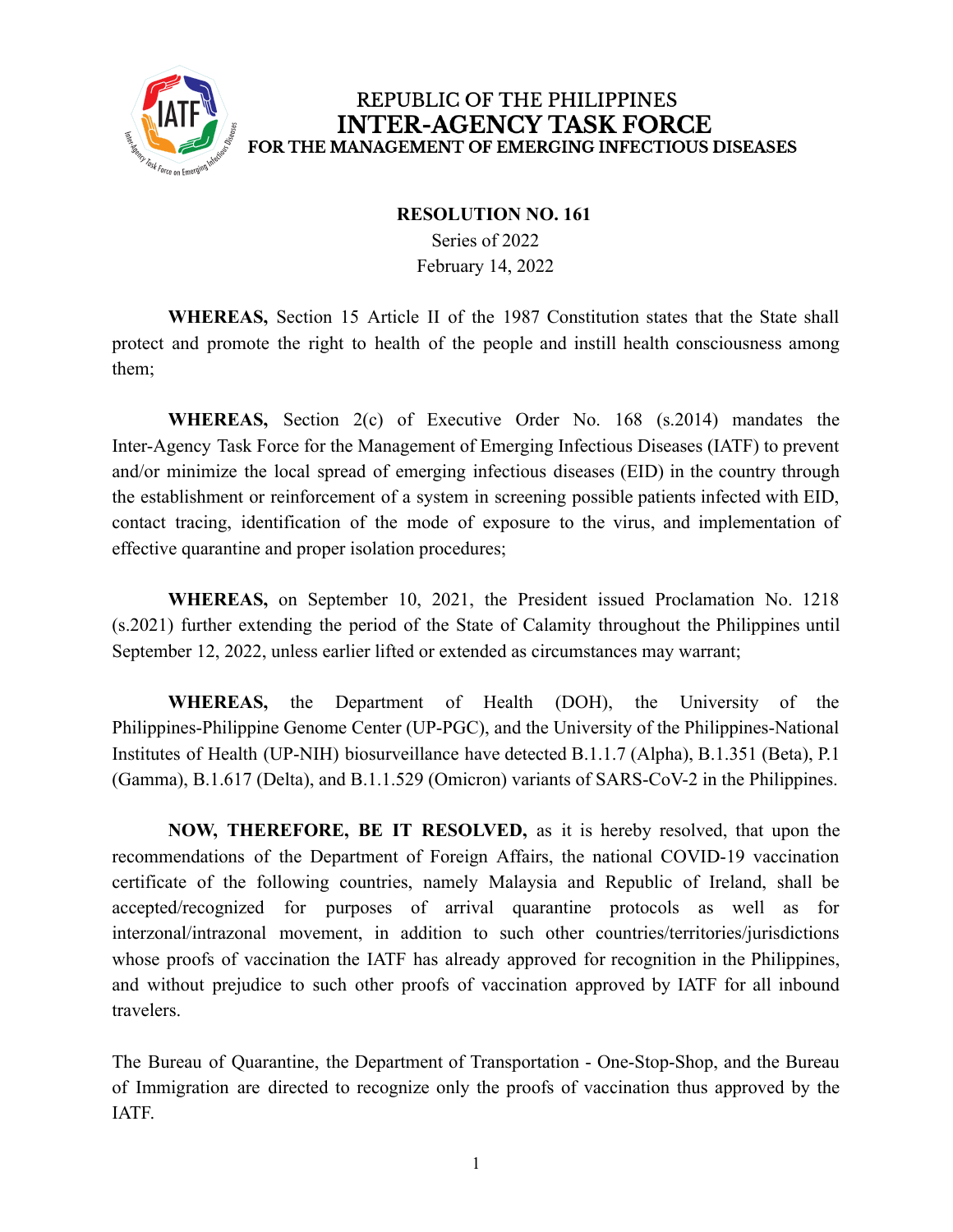REPUBLIC OF THE PHILIPPINES
# INTER-AGENCY TASK FORCE
## FOR THE MANAGEMENT OF EMERGING INFECTIOUS DISEASES

**RESOLUTION NO. 161**
Series of 2022
February 14, 2022

**WHEREAS,** Section 15 Article II of the 1987 Constitution states that the State shall protect and promote the right to health of the people and instill health consciousness among them;

**WHEREAS,** Section 2(c) of Executive Order No. 168 (s.2014) mandates the Inter-Agency Task Force for the Management of Emerging Infectious Diseases (IATF) to prevent and/or minimize the local spread of emerging infectious diseases (EID) in the country through the establishment or reinforcement of a system in screening possible patients infected with EID, contact tracing, identification of the mode of exposure to the virus, and implementation of effective quarantine and proper isolation procedures;

**WHEREAS,** on September 10, 2021, the President issued Proclamation No. 1218 (s.2021) further extending the period of the State of Calamity throughout the Philippines until September 12, 2022, unless earlier lifted or extended as circumstances may warrant;

**WHEREAS,** the Department of Health (DOH), the University of the Philippines-Philippine Genome Center (UP-PGC), and the University of the Philippines-National Institutes of Health (UP-NIH) biosurveillance have detected B.1.1.7 (Alpha), B.1.351 (Beta), P.1 (Gamma), B.1.617 (Delta), and B.1.1.529 (Omicron) variants of SARS-CoV-2 in the Philippines.

**NOW, THEREFORE, BE IT RESOLVED,** as it is hereby resolved, that upon the recommendations of the Department of Foreign Affairs, the national COVID-19 vaccination certificate of the following countries, namely Malaysia and Republic of Ireland, shall be accepted/recognized for purposes of arrival quarantine protocols as well as for interzonal/intrazonal movement, in addition to such other countries/territories/jurisdictions whose proofs of vaccination the IATF has already approved for recognition in the Philippines, and without prejudice to such other proofs of vaccination approved by IATF for all inbound travelers.

The Bureau of Quarantine, the Department of Transportation - One-Stop-Shop, and the Bureau of Immigration are directed to recognize only the proofs of vaccination thus approved by the IATF.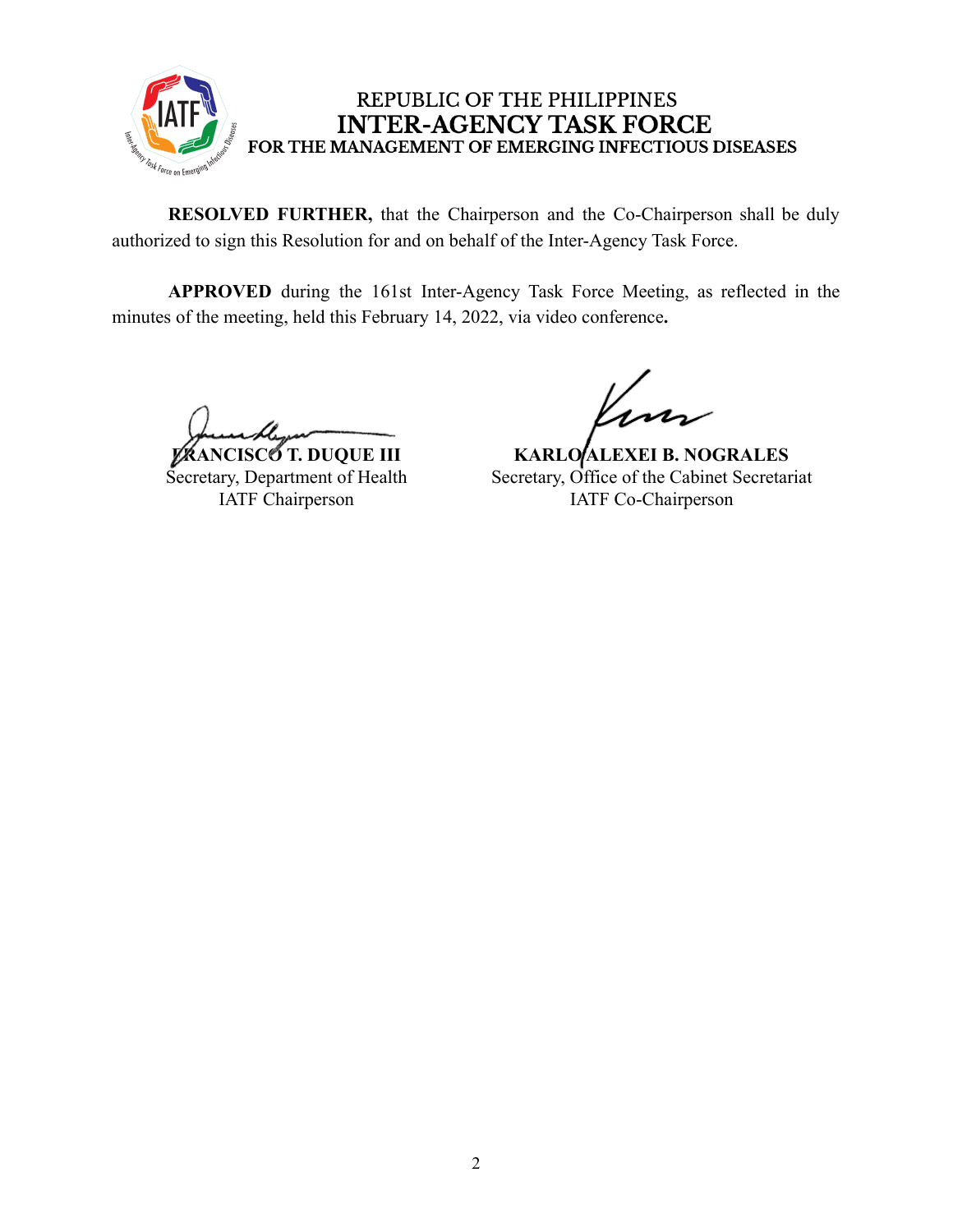REPUBLIC OF THE PHILIPPINES
**INTER-AGENCY TASK FORCE**
**FOR THE MANAGEMENT OF EMERGING INFECTIOUS DISEASES**

**RESOLVED FURTHER,** that the Chairperson and the Co-Chairperson shall be duly authorized to sign this Resolution for and on behalf of the Inter-Agency Task Force.

**APPROVED** during the 161st Inter-Agency Task Force Meeting, as reflected in the minutes of the meeting, held this February 14, 2022, via video conference**.**

**FRANCISCO T. DUQUE III**
Secretary, Department of Health
IATF Chairperson

**KARLO ALEXEI B. NOGRALES**
Secretary, Office of the Cabinet Secretariat
IATF Co-Chairperson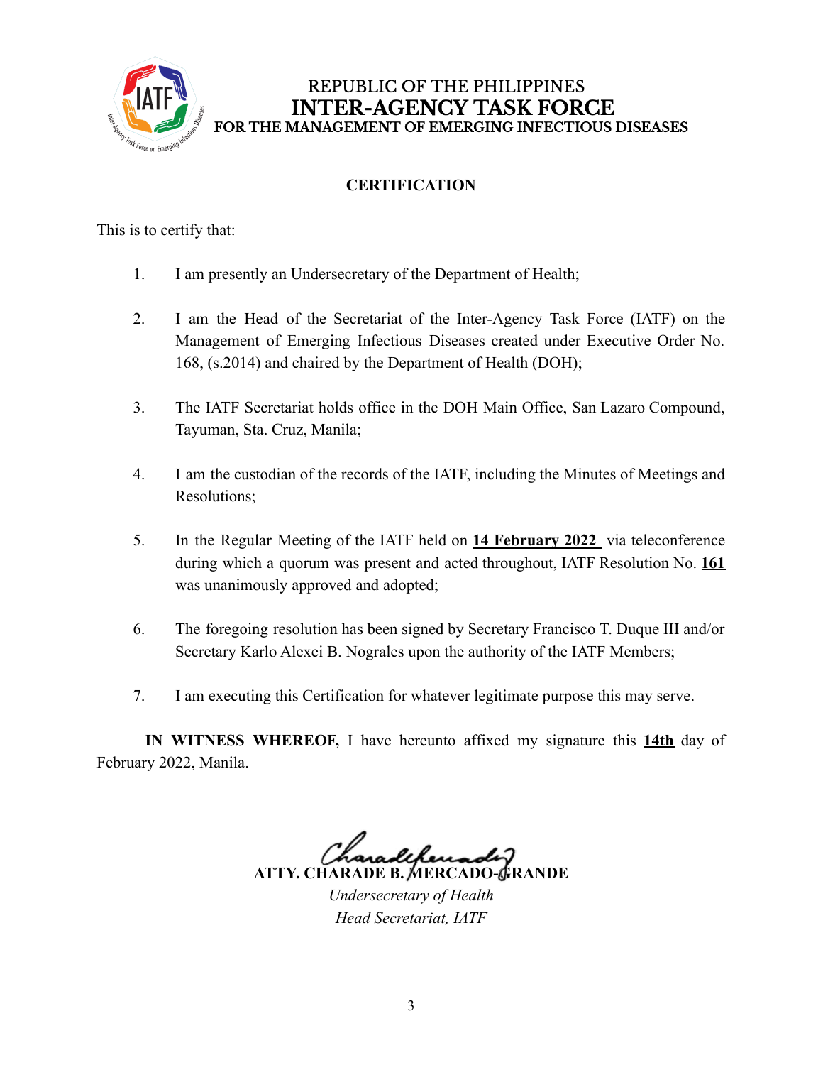REPUBLIC OF THE PHILIPPINES
**INTER-AGENCY TASK FORCE**
**FOR THE MANAGEMENT OF EMERGING INFECTIOUS DISEASES**

## CERTIFICATION

This is to certify that:

1. I am presently an Undersecretary of the Department of Health;

2. I am the Head of the Secretariat of the Inter-Agency Task Force (IATF) on the Management of Emerging Infectious Diseases created under Executive Order No. 168, (s.2014) and chaired by the Department of Health (DOH);

3. The IATF Secretariat holds office in the DOH Main Office, San Lazaro Compound, Tayuman, Sta. Cruz, Manila;

4. I am the custodian of the records of the IATF, including the Minutes of Meetings and Resolutions;

5. In the Regular Meeting of the IATF held on **14 February 2022** via teleconference during which a quorum was present and acted throughout, IATF Resolution No. **161** was unanimously approved and adopted;

6. The foregoing resolution has been signed by Secretary Francisco T. Duque III and/or Secretary Karlo Alexei B. Nograles upon the authority of the IATF Members;

7. I am executing this Certification for whatever legitimate purpose this may serve.

**IN WITNESS WHEREOF,** I have hereunto affixed my signature this **14th** day of February 2022, Manila.

**ATTY. CHARADE B. MERCADO-GRANDE**
*Undersecretary of Health*
*Head Secretariat, IATF*